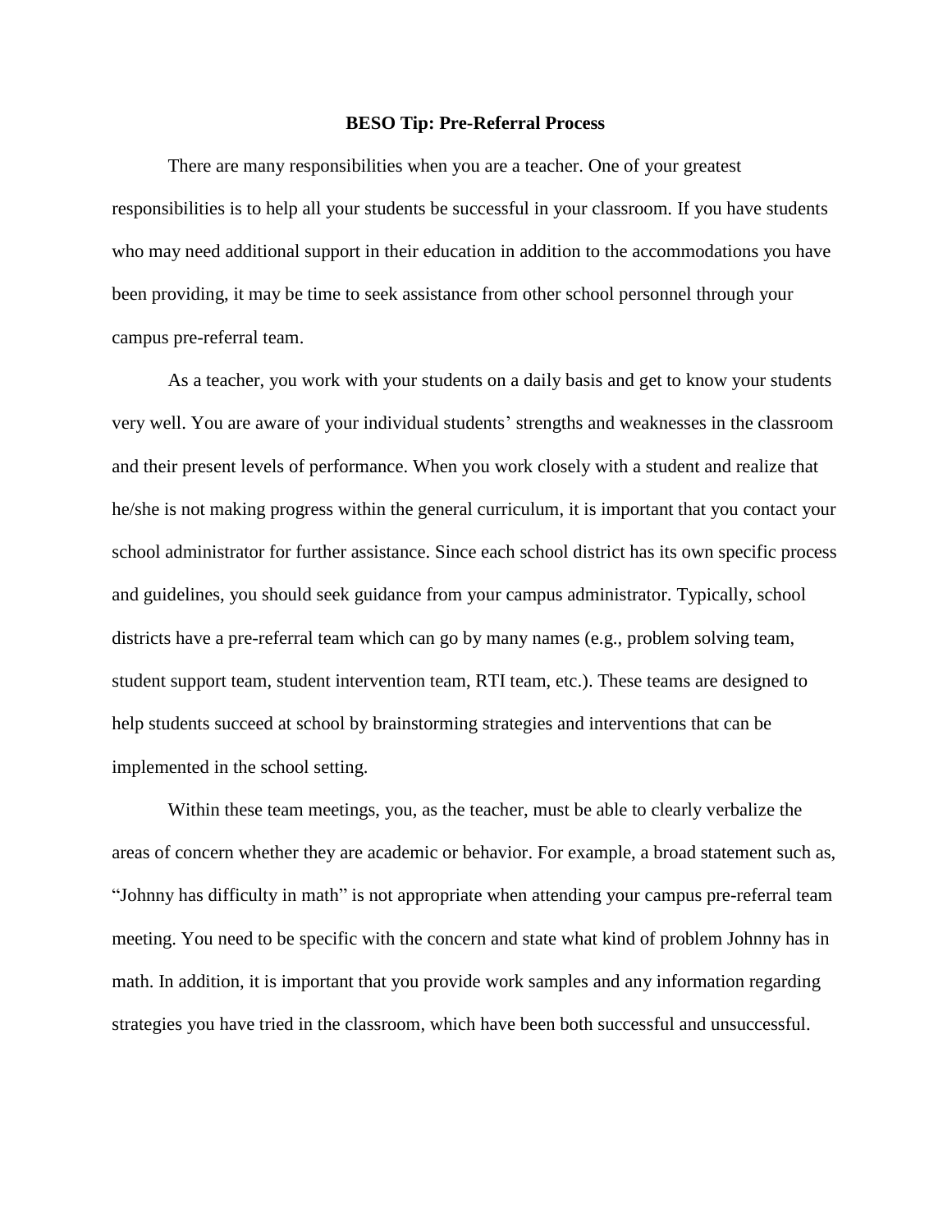# BESO Tip: Pre-Referral Process

There are many responsibilities when you are a teacher. One of your greatest responsibilities is to help all your students be successful in your classroom. If you have students who may need additional support in their education in addition to the accommodations you have been providing, it may be time to seek assistance from other school personnel through your campus pre-referral team.

As a teacher, you work with your students on a daily basis and get to know your students very well. You are aware of your individual students' strengths and weaknesses in the classroom and their present levels of performance. When you work closely with a student and realize that he/she is not making progress within the general curriculum, it is important that you contact your school administrator for further assistance. Since each school district has its own specific process and guidelines, you should seek guidance from your campus administrator. Typically, school districts have a pre-referral team which can go by many names (e.g., problem solving team, student support team, student intervention team, RTI team, etc.). These teams are designed to help students succeed at school by brainstorming strategies and interventions that can be implemented in the school setting.

Within these team meetings, you, as the teacher, must be able to clearly verbalize the areas of concern whether they are academic or behavior. For example, a broad statement such as, "Johnny has difficulty in math" is not appropriate when attending your campus pre-referral team meeting. You need to be specific with the concern and state what kind of problem Johnny has in math. In addition, it is important that you provide work samples and any information regarding strategies you have tried in the classroom, which have been both successful and unsuccessful.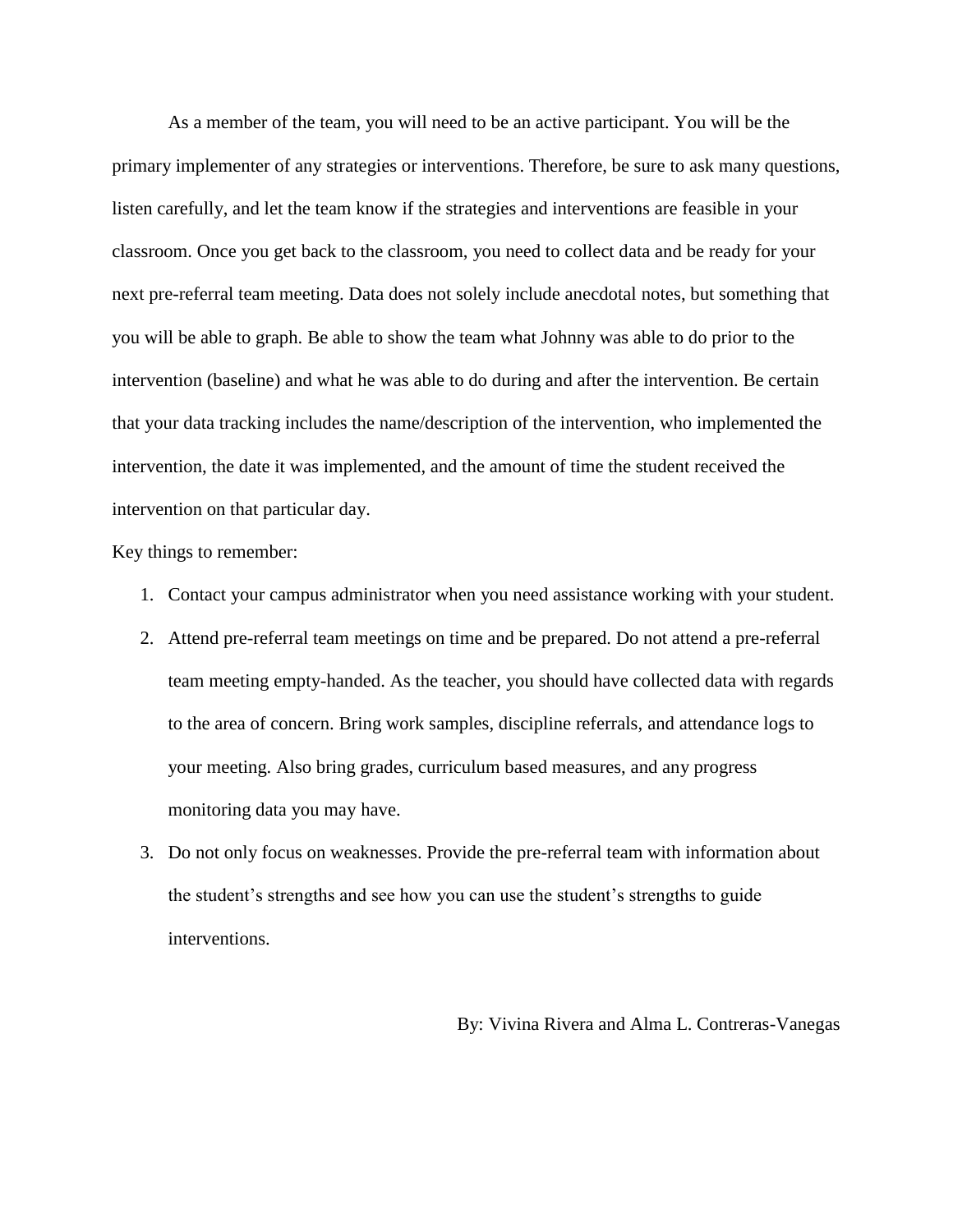As a member of the team, you will need to be an active participant. You will be the primary implementer of any strategies or interventions. Therefore, be sure to ask many questions, listen carefully, and let the team know if the strategies and interventions are feasible in your classroom. Once you get back to the classroom, you need to collect data and be ready for your next pre-referral team meeting. Data does not solely include anecdotal notes, but something that you will be able to graph. Be able to show the team what Johnny was able to do prior to the intervention (baseline) and what he was able to do during and after the intervention. Be certain that your data tracking includes the name/description of the intervention, who implemented the intervention, the date it was implemented, and the amount of time the student received the intervention on that particular day.

Key things to remember:

1. Contact your campus administrator when you need assistance working with your student.
2. Attend pre-referral team meetings on time and be prepared. Do not attend a pre-referral team meeting empty-handed. As the teacher, you should have collected data with regards to the area of concern. Bring work samples, discipline referrals, and attendance logs to your meeting. Also bring grades, curriculum based measures, and any progress monitoring data you may have.
3. Do not only focus on weaknesses. Provide the pre-referral team with information about the student's strengths and see how you can use the student's strengths to guide interventions.

By: Vivina Rivera and Alma L. Contreras-Vanegas